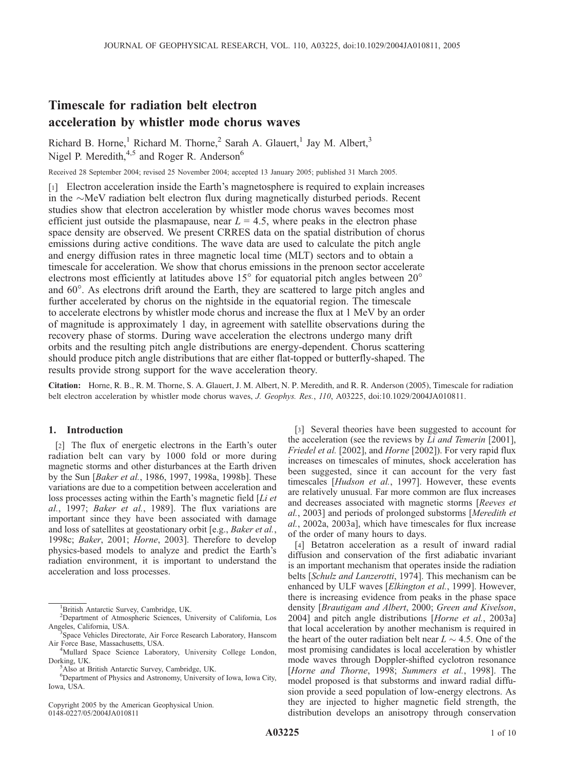# Timescale for radiation belt electron acceleration by whistler mode chorus waves

Richard B. Horne,[1] Richard M. Thorne,[2] Sarah A. Glauert,[1] Jay M. Albert,[3] Nigel P. Meredith,[4,5] and Roger R. Anderson[6]

Received 28 September 2004; revised 25 November 2004; accepted 13 January 2005; published 31 March 2005.

[1] Electron acceleration inside the Earth's magnetosphere is required to explain increases in the ~MeV radiation belt electron flux during magnetically disturbed periods. Recent studies show that electron acceleration by whistler mode chorus waves becomes most efficient just outside the plasmapause, near $L = 4.5$, where peaks in the electron phase space density are observed. We present CRRES data on the spatial distribution of chorus emissions during active conditions. The wave data are used to calculate the pitch angle and energy diffusion rates in three magnetic local time (MLT) sectors and to obtain a timescale for acceleration. We show that chorus emissions in the prenoon sector accelerate electrons most efficiently at latitudes above 15° for equatorial pitch angles between 20° and 60°. As electrons drift around the Earth, they are scattered to large pitch angles and further accelerated by chorus on the nightside in the equatorial region. The timescale to accelerate electrons by whistler mode chorus and increase the flux at 1 MeV by an order of magnitude is approximately 1 day, in agreement with satellite observations during the recovery phase of storms. During wave acceleration the electrons undergo many drift orbits and the resulting pitch angle distributions are energy-dependent. Chorus scattering should produce pitch angle distributions that are either flat-topped or butterfly-shaped. The results provide strong support for the wave acceleration theory.

**Citation:** Horne, R. B., R. M. Thorne, S. A. Glauert, J. M. Albert, N. P. Meredith, and R. R. Anderson (2005), Timescale for radiation belt electron acceleration by whistler mode chorus waves, *J. Geophys. Res.*, *110*, A03225, doi:10.1029/2004JA010811.

## 1. Introduction

[2] The flux of energetic electrons in the Earth's outer radiation belt can vary by 1000 fold or more during magnetic storms and other disturbances at the Earth driven by the Sun [*Baker et al.*, 1986, 1997, 1998a, 1998b]. These variations are due to a competition between acceleration and loss processes acting within the Earth's magnetic field [*Li et al.*, 1997; *Baker et al.*, 1989]. The flux variations are important since they have been associated with damage and loss of satellites at geostationary orbit [e.g., *Baker et al.*, 1998c; *Baker*, 2001; *Horne*, 2003]. Therefore to develop physics-based models to analyze and predict the Earth's radiation environment, it is important to understand the acceleration and loss processes.

[3] Several theories have been suggested to account for the acceleration (see the reviews by *Li and Temerin* [2001], *Friedel et al.* [2002], and *Horne* [2002]). For very rapid flux increases on timescales of minutes, shock acceleration has been suggested, since it can account for the very fast timescales [*Hudson et al.*, 1997]. However, these events are relatively unusual. Far more common are flux increases and decreases associated with magnetic storms [*Reeves et al.*, 2003] and periods of prolonged substorms [*Meredith et al.*, 2002a, 2003a], which have timescales for flux increase of the order of many hours to days.

[4] Betatron acceleration as a result of inward radial diffusion and conservation of the first adiabatic invariant is an important mechanism that operates inside the radiation belts [*Schulz and Lanzerotti*, 1974]. This mechanism can be enhanced by ULF waves [*Elkington et al.*, 1999]. However, there is increasing evidence from peaks in the phase space density [*Brautigam and Albert*, 2000; *Green and Kivelson*, 2004] and pitch angle distributions [*Horne et al.*, 2003a] that local acceleration by another mechanism is required in the heart of the outer radiation belt near $L \sim 4.5$. One of the most promising candidates is local acceleration by whistler mode waves through Doppler-shifted cyclotron resonance [*Horne and Thorne*, 1998; *Summers et al.*, 1998]. The model proposed is that substorms and inward radial diffusion provide a seed population of low-energy electrons. As they are injected to higher magnetic field strength, the distribution develops an anisotropy through conservation

---

[1] British Antarctic Survey, Cambridge, UK.
[2] Department of Atmospheric Sciences, University of California, Los Angeles, California, USA.
[3] Space Vehicles Directorate, Air Force Research Laboratory, Hanscom Air Force Base, Massachusetts, USA.
[4] Mullard Space Science Laboratory, University College London, Dorking, UK.
[5] Also at British Antarctic Survey, Cambridge, UK.
[6] Department of Physics and Astronomy, University of Iowa, Iowa City, Iowa, USA.

Copyright 2005 by the American Geophysical Union.
0148-0227/05/2004JA010811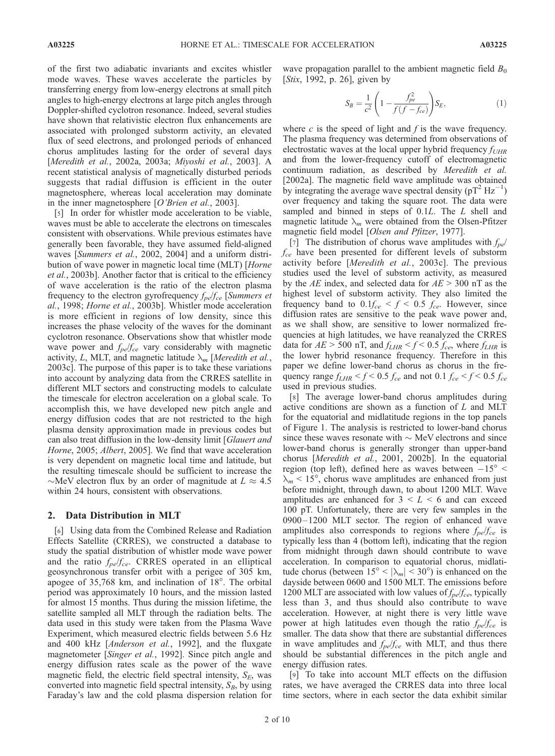of the first two adiabatic invariants and excites whistler mode waves. These waves accelerate the particles by transferring energy from low-energy electrons at small pitch angles to high-energy electrons at large pitch angles through Doppler-shifted cyclotron resonance. Indeed, several studies have shown that relativistic electron flux enhancements are associated with prolonged substorm activity, an elevated flux of seed electrons, and prolonged periods of enhanced chorus amplitudes lasting for the order of several days [*Meredith et al.*, 2002a, 2003a; *Miyoshi et al.*, 2003]. A recent statistical analysis of magnetically disturbed periods suggests that radial diffusion is efficient in the outer magnetosphere, whereas local acceleration may dominate in the inner magnetosphere [*O'Brien et al.*, 2003].

[5] In order for whistler mode acceleration to be viable, waves must be able to accelerate the electrons on timescales consistent with observations. While previous estimates have generally been favorable, they have assumed field-aligned waves [*Summers et al.*, 2002, 2004] and a uniform distribution of wave power in magnetic local time (MLT) [*Horne et al.*, 2003b]. Another factor that is critical to the efficiency of wave acceleration is the ratio of the electron plasma frequency to the electron gyrofrequency $f_{pe}/f_{ce}$ [*Summers et al.*, 1998; *Horne et al.*, 2003b]. Whistler mode acceleration is more efficient in regions of low density, since this increases the phase velocity of the waves for the dominant cyclotron resonance. Observations show that whistler mode wave power and $f_{pe}/f_{ce}$ vary considerably with magnetic activity, $L$, MLT, and magnetic latitude $\lambda_m$ [*Meredith et al.*, 2003c]. The purpose of this paper is to take these variations into account by analyzing data from the CRRES satellite in different MLT sectors and constructing models to calculate the timescale for electron acceleration on a global scale. To accomplish this, we have developed new pitch angle and energy diffusion codes that are not restricted to the high plasma density approximation made in previous codes but can also treat diffusion in the low-density limit [*Glauert and Horne*, 2005; *Albert*, 2005]. We find that wave acceleration is very dependent on magnetic local time and latitude, but the resulting timescale should be sufficient to increase the ~MeV electron flux by an order of magnitude at $L \approx 4.5$ within 24 hours, consistent with observations.

## 2. Data Distribution in MLT

[6] Using data from the Combined Release and Radiation Effects Satellite (CRRES), we constructed a database to study the spatial distribution of whistler mode wave power and the ratio $f_{pe}/f_{ce}$. CRRES operated in an elliptical geosynchronous transfer orbit with a perigee of 305 km, apogee of 35,768 km, and inclination of 18°. The orbital period was approximately 10 hours, and the mission lasted for almost 15 months. Thus during the mission lifetime, the satellite sampled all MLT through the radiation belts. The data used in this study were taken from the Plasma Wave Experiment, which measured electric fields between 5.6 Hz and 400 kHz [*Anderson et al.*, 1992], and the fluxgate magnetometer [*Singer et al.*, 1992]. Since pitch angle and energy diffusion rates scale as the power of the wave magnetic field, the electric field spectral intensity, $S_E$, was converted into magnetic field spectral intensity, $S_B$, by using Faraday's law and the cold plasma dispersion relation for wave propagation parallel to the ambient magnetic field $B_0$ [*Stix*, 1992, p. 26], given by

$$S_B = \frac{1}{c^2}\left(1 - \frac{f_{pe}^2}{f(f - f_{ce})}\right)S_E, \tag{1}$$

where $c$ is the speed of light and $f$ is the wave frequency. The plasma frequency was determined from observations of electrostatic waves at the local upper hybrid frequency $f_{UHR}$ and from the lower-frequency cutoff of electromagnetic continuum radiation, as described by *Meredith et al.* [2002a]. The magnetic field wave amplitude was obtained by integrating the average wave spectral density (pT$^2$ Hz$^{-1}$) over frequency and taking the square root. The data were sampled and binned in steps of 0.1$L$. The $L$ shell and magnetic latitude $\lambda_m$ were obtained from the Olsen-Pfitzer magnetic field model [*Olsen and Pfitzer*, 1977].

[7] The distribution of chorus wave amplitudes with $f_{pe}/f_{ce}$ have been presented for different levels of substorm activity before [*Meredith et al.*, 2003c]. The previous studies used the level of substorm activity, as measured by the $AE$ index, and selected data for $AE > 300$ nT as the highest level of substorm activity. They also limited the frequency band to $0.1 f_{ce} < f < 0.5\ f_{ce}$. However, since diffusion rates are sensitive to the peak wave power and, as we shall show, are sensitive to lower normalized frequencies at high latitudes, we have reanalyzed the CRRES data for $AE > 500$ nT, and $f_{LHR} < f < 0.5\ f_{ce}$, where $f_{LHR}$ is the lower hybrid resonance frequency. Therefore in this paper we define lower-band chorus as chorus in the frequency range $f_{LHR} < f < 0.5\ f_{ce}$ and not $0.1\ f_{ce} < f < 0.5\ f_{ce}$ used in previous studies.

[8] The average lower-band chorus amplitudes during active conditions are shown as a function of $L$ and MLT for the equatorial and midlatitude regions in the top panels of Figure 1. The analysis is restricted to lower-band chorus since these waves resonate with ~ MeV electrons and since lower-band chorus is generally stronger than upper-band chorus [*Meredith et al.*, 2001, 2002b]. In the equatorial region (top left), defined here as waves between $-15° < \lambda_m < 15°$, chorus wave amplitudes are enhanced from just before midnight, through dawn, to about 1200 MLT. Wave amplitudes are enhanced for $3 < L < 6$ and can exceed 100 pT. Unfortunately, there are very few samples in the 0900–1200 MLT sector. The region of enhanced wave amplitudes also corresponds to regions where $f_{pe}/f_{ce}$ is typically less than 4 (bottom left), indicating that the region from midnight through dawn should contribute to wave acceleration. In comparison to equatorial chorus, midlatitude chorus (between $15° < |\lambda_m| < 30°$) is enhanced on the dayside between 0600 and 1500 MLT. The emissions before 1200 MLT are associated with low values of $f_{pe}/f_{ce}$, typically less than 3, and thus should also contribute to wave acceleration. However, at night there is very little wave power at high latitudes even though the ratio $f_{pe}/f_{ce}$ is smaller. The data show that there are substantial differences in wave amplitudes and $f_{pe}/f_{ce}$ with MLT, and thus there should be substantial differences in the pitch angle and energy diffusion rates.

[9] To take into account MLT effects on the diffusion rates, we have averaged the CRRES data into three local time sectors, where in each sector the data exhibit similar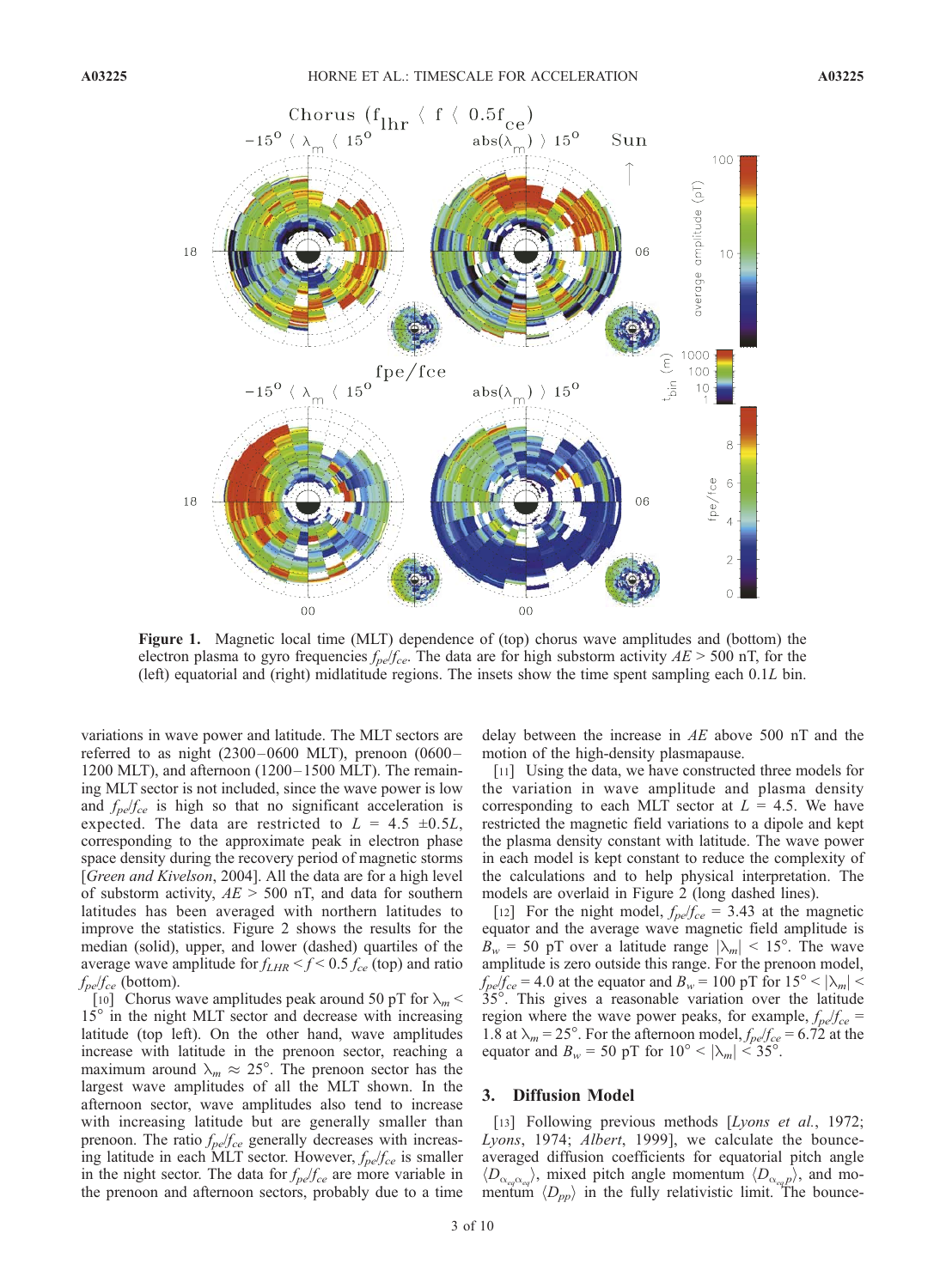**Figure 1.** Magnetic local time (MLT) dependence of (top) chorus wave amplitudes and (bottom) the electron plasma to gyro frequencies $f_{pe}/f_{ce}$. The data are for high substorm activity $AE > 500$ nT, for the (left) equatorial and (right) midlatitude regions. The insets show the time spent sampling each 0.1$L$ bin.

variations in wave power and latitude. The MLT sectors are referred to as night (2300–0600 MLT), prenoon (0600–1200 MLT), and afternoon (1200–1500 MLT). The remaining MLT sector is not included, since the wave power is low and $f_{pe}/f_{ce}$ is high so that no significant acceleration is expected. The data are restricted to $L = 4.5 \pm 0.5L$, corresponding to the approximate peak in electron phase space density during the recovery period of magnetic storms [*Green and Kivelson*, 2004]. All the data are for a high level of substorm activity, $AE > 500$ nT, and data for southern latitudes has been averaged with northern latitudes to improve the statistics. Figure 2 shows the results for the median (solid), upper, and lower (dashed) quartiles of the average wave amplitude for $f_{LHR} < f < 0.5\, f_{ce}$ (top) and ratio $f_{pe}/f_{ce}$ (bottom).

[10] Chorus wave amplitudes peak around 50 pT for $\lambda_m < 15°$ in the night MLT sector and decrease with increasing latitude (top left). On the other hand, wave amplitudes increase with latitude in the prenoon sector, reaching a maximum around $\lambda_m \approx 25°$. The prenoon sector has the largest wave amplitudes of all the MLT shown. In the afternoon sector, wave amplitudes also tend to increase with increasing latitude but are generally smaller than prenoon. The ratio $f_{pe}/f_{ce}$ generally decreases with increasing latitude in each MLT sector. However, $f_{pe}/f_{ce}$ is smaller in the night sector. The data for $f_{pe}/f_{ce}$ are more variable in the prenoon and afternoon sectors, probably due to a time delay between the increase in $AE$ above 500 nT and the motion of the high-density plasmapause.

[11] Using the data, we have constructed three models for the variation in wave amplitude and plasma density corresponding to each MLT sector at $L = 4.5$. We have restricted the magnetic field variations to a dipole and kept the plasma density constant with latitude. The wave power in each model is kept constant to reduce the complexity of the calculations and to help physical interpretation. The models are overlaid in Figure 2 (long dashed lines).

[12] For the night model, $f_{pe}/f_{ce} = 3.43$ at the magnetic equator and the average wave magnetic field amplitude is $B_w = 50$ pT over a latitude range $|\lambda_m| < 15°$. The wave amplitude is zero outside this range. For the prenoon model, $f_{pe}/f_{ce} = 4.0$ at the equator and $B_w = 100$ pT for $15° < |\lambda_m| < 35°$. This gives a reasonable variation over the latitude region where the wave power peaks, for example, $f_{pe}/f_{ce} = 1.8$ at $\lambda_m = 25°$. For the afternoon model, $f_{pe}/f_{ce} = 6.72$ at the equator and $B_w = 50$ pT for $10° < |\lambda_m| < 35°$.

## 3. Diffusion Model

[13] Following previous methods [*Lyons et al.*, 1972; *Lyons*, 1974; *Albert*, 1999], we calculate the bounce-averaged diffusion coefficients for equatorial pitch angle $\langle D_{\alpha_{eq}\alpha_{eq}} \rangle$, mixed pitch angle momentum $\langle D_{\alpha_{eq}p} \rangle$, and momentum $\langle D_{pp} \rangle$ in the fully relativistic limit. The bounce-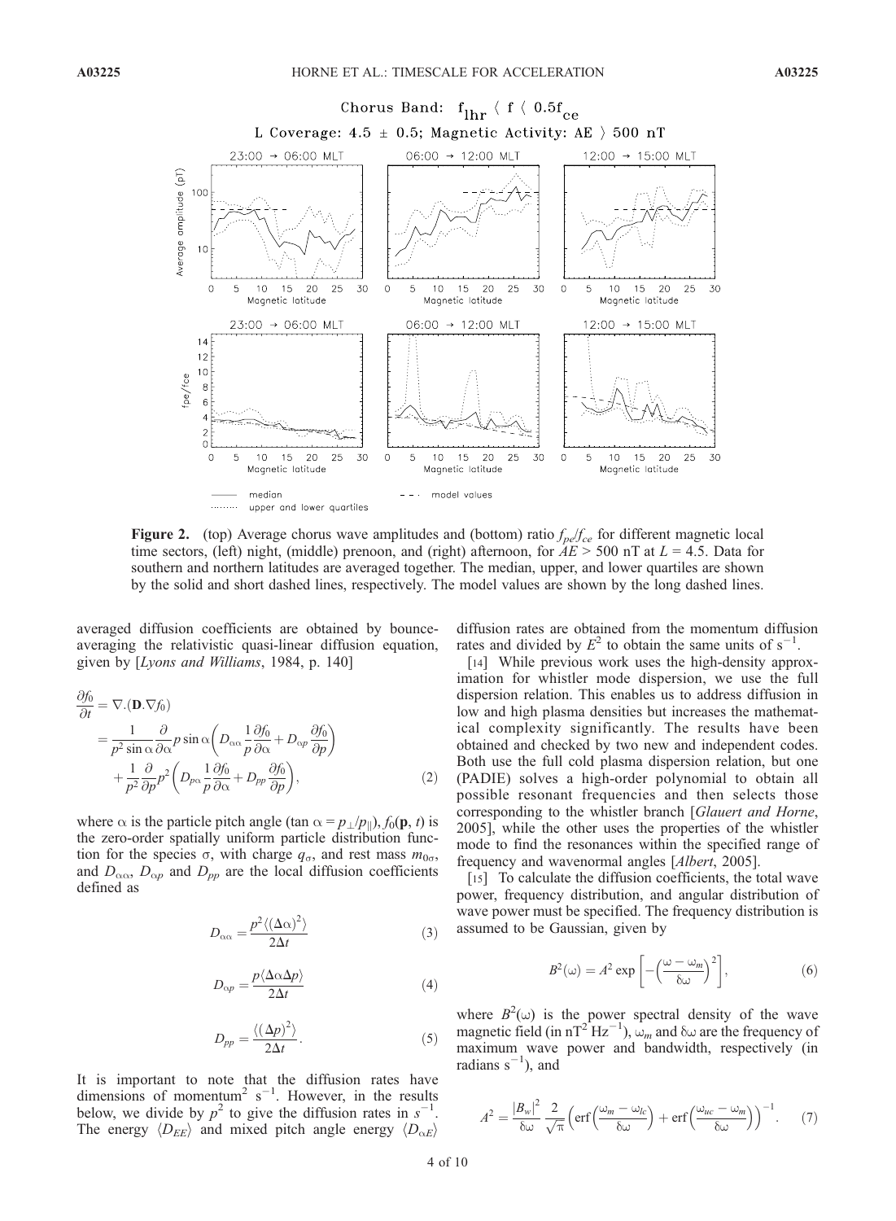**Figure 2.** (top) Average chorus wave amplitudes and (bottom) ratio $f_{pe}/f_{ce}$ for different magnetic local time sectors, (left) night, (middle) prenoon, and (right) afternoon, for $AE > 500$ nT at $L = 4.5$. Data for southern and northern latitudes are averaged together. The median, upper, and lower quartiles are shown by the solid and short dashed lines, respectively. The model values are shown by the long dashed lines.

averaged diffusion coefficients are obtained by bounce-averaging the relativistic quasi-linear diffusion equation, given by [*Lyons and Williams*, 1984, p. 140]

$$
\begin{aligned}
\frac{\partial f_0}{\partial t} &= \nabla.(\mathbf{D}.\nabla f_0) \\
&= \frac{1}{p^2 \sin\alpha}\frac{\partial}{\partial \alpha} p \sin\alpha \left( D_{\alpha\alpha}\frac{1}{p}\frac{\partial f_0}{\partial \alpha} + D_{\alpha p}\frac{\partial f_0}{\partial p}\right) \\
&\quad + \frac{1}{p^2}\frac{\partial}{\partial p} p^2 \left( D_{p\alpha}\frac{1}{p}\frac{\partial f_0}{\partial \alpha} + D_{pp}\frac{\partial f_0}{\partial p}\right),
\end{aligned} \tag{2}
$$

where $\alpha$ is the particle pitch angle ($\tan\alpha = p_\perp/p_\parallel$), $f_0(\mathbf{p}, t)$ is the zero-order spatially uniform particle distribution function for the species $\sigma$, with charge $q_\sigma$, and rest mass $m_{0\sigma}$, and $D_{\alpha\alpha}$, $D_{\alpha p}$ and $D_{pp}$ are the local diffusion coefficients defined as

$$
D_{\alpha\alpha} = \frac{p^2\langle(\Delta\alpha)^2\rangle}{2\Delta t} \tag{3}
$$

$$
D_{\alpha p} = \frac{p\langle\Delta\alpha\Delta p\rangle}{2\Delta t} \tag{4}
$$

$$
D_{pp} = \frac{\langle(\Delta p)^2\rangle}{2\Delta t}. \tag{5}
$$

It is important to note that the diffusion rates have dimensions of momentum$^2$ s$^{-1}$. However, in the results below, we divide by $p^2$ to give the diffusion rates in s$^{-1}$. The energy $\langle D_{EE}\rangle$ and mixed pitch angle energy $\langle D_{\alpha E}\rangle$ diffusion rates are obtained from the momentum diffusion rates and divided by $E^2$ to obtain the same units of s$^{-1}$.

[14] While previous work uses the high-density approximation for whistler mode dispersion, we use the full dispersion relation. This enables us to address diffusion in low and high plasma densities but increases the mathematical complexity significantly. The results have been obtained and checked by two new and independent codes. Both use the full cold plasma dispersion relation, but one (PADIE) solves a high-order polynomial to obtain all possible resonant frequencies and then selects those corresponding to the whistler branch [*Glauert and Horne*, 2005], while the other uses the properties of the whistler mode to find the resonances within the specified range of frequency and wavenormal angles [*Albert*, 2005].

[15] To calculate the diffusion coefficients, the total wave power, frequency distribution, and angular distribution of wave power must be specified. The frequency distribution is assumed to be Gaussian, given by

$$
B^2(\omega) = A^2 \exp\left[-\left(\frac{\omega - \omega_m}{\delta\omega}\right)^2\right], \tag{6}
$$

where $B^2(\omega)$ is the power spectral density of the wave magnetic field (in nT$^2$ Hz$^{-1}$), $\omega_m$ and $\delta\omega$ are the frequency of maximum wave power and bandwidth, respectively (in radians s$^{-1}$), and

$$
A^2 = \frac{|B_w|^2}{\delta\omega}\frac{2}{\sqrt{\pi}}\left(\mathrm{erf}\left(\frac{\omega_m - \omega_{lc}}{\delta\omega}\right) + \mathrm{erf}\left(\frac{\omega_{uc} - \omega_m}{\delta\omega}\right)\right)^{-1}. \tag{7}
$$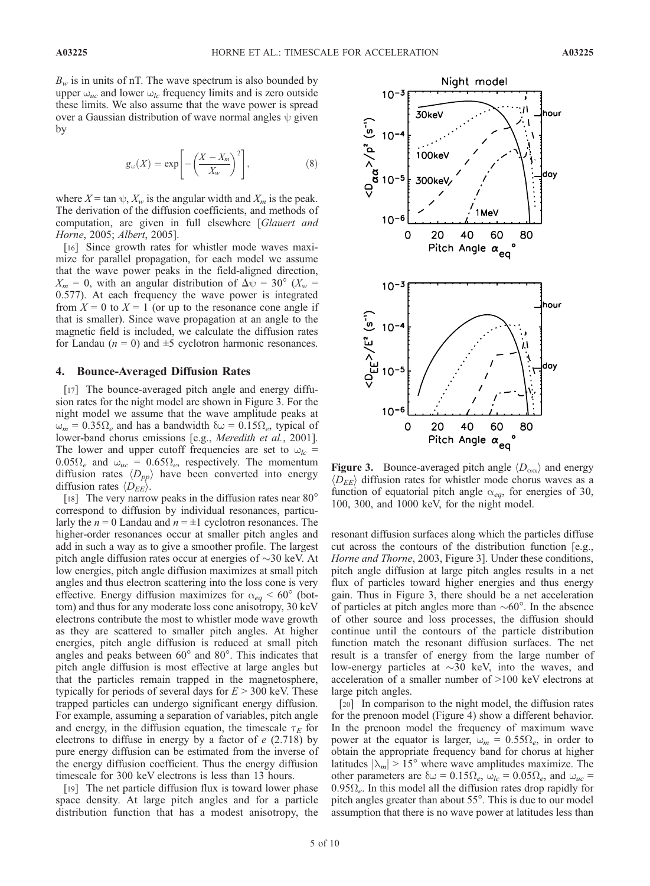$B_w$ is in units of nT. The wave spectrum is also bounded by upper $\omega_{uc}$ and lower $\omega_{lc}$ frequency limits and is zero outside these limits. We also assume that the wave power is spread over a Gaussian distribution of wave normal angles $\psi$ given by

$$g_\omega(X) = \exp\left[-\left(\frac{X - X_m}{X_w}\right)^2\right], \tag{8}$$

where $X = \tan\psi$, $X_w$ is the angular width and $X_m$ is the peak. The derivation of the diffusion coefficients, and methods of computation, are given in full elsewhere [*Glauert and Horne*, 2005; *Albert*, 2005].

[16] Since growth rates for whistler mode waves maximize for parallel propagation, for each model we assume that the wave power peaks in the field-aligned direction, $X_m = 0$, with an angular distribution of $\Delta\psi = 30°$ ($X_w = 0.577$). At each frequency the wave power is integrated from $X = 0$ to $X = 1$ (or up to the resonance cone angle if that is smaller). Since wave propagation at an angle to the magnetic field is included, we calculate the diffusion rates for Landau ($n = 0$) and $\pm 5$ cyclotron harmonic resonances.

## 4. Bounce-Averaged Diffusion Rates

[17] The bounce-averaged pitch angle and energy diffusion rates for the night model are shown in Figure 3. For the night model we assume that the wave amplitude peaks at $\omega_m = 0.35\Omega_e$ and has a bandwidth $\delta\omega = 0.15\Omega_e$, typical of lower-band chorus emissions [e.g., *Meredith et al.*, 2001]. The lower and upper cutoff frequencies are set to $\omega_{lc} = 0.05\Omega_e$ and $\omega_{uc} = 0.65\Omega_e$, respectively. The momentum diffusion rates $\langle D_{pp}\rangle$ have been converted into energy diffusion rates $\langle D_{EE}\rangle$.

[18] The very narrow peaks in the diffusion rates near 80° correspond to diffusion by individual resonances, particularly the $n = 0$ Landau and $n = \pm 1$ cyclotron resonances. The higher-order resonances occur at smaller pitch angles and add in such a way as to give a smoother profile. The largest pitch angle diffusion rates occur at energies of ~30 keV. At low energies, pitch angle diffusion maximizes at small pitch angles and thus electron scattering into the loss cone is very effective. Energy diffusion maximizes for $\alpha_{eq} < 60°$ (bottom) and thus for any moderate loss cone anisotropy, 30 keV electrons contribute the most to whistler mode wave growth as they are scattered to smaller pitch angles. At higher energies, pitch angle diffusion is reduced at small pitch angles and peaks between 60° and 80°. This indicates that pitch angle diffusion is most effective at large angles but that the particles remain trapped in the magnetosphere, typically for periods of several days for $E > 300$ keV. These trapped particles can undergo significant energy diffusion. For example, assuming a separation of variables, pitch angle and energy, in the diffusion equation, the timescale $\tau_E$ for electrons to diffuse in energy by a factor of $e$ (2.718) by pure energy diffusion can be estimated from the inverse of the energy diffusion coefficient. Thus the energy diffusion timescale for 300 keV electrons is less than 13 hours.

[19] The net particle diffusion flux is toward lower phase space density. At large pitch angles and for a particle distribution function that has a modest anisotropy, the resonant diffusion surfaces along which the particles diffuse cut across the contours of the distribution function [e.g., *Horne and Thorne*, 2003, Figure 3]. Under these conditions, pitch angle diffusion at large pitch angles results in a net flux of particles toward higher energies and thus energy gain. Thus in Figure 3, there should be a net acceleration of particles at pitch angles more than ~60°. In the absence of other source and loss processes, the diffusion should continue until the contours of the particle distribution function match the resonant diffusion surfaces. The net result is a transfer of energy from the large number of low-energy particles at ~30 keV, into the waves, and acceleration of a smaller number of >100 keV electrons at large pitch angles.

**Figure 3.** Bounce-averaged pitch angle $\langle D_{\alpha\alpha}\rangle$ and energy $\langle D_{EE}\rangle$ diffusion rates for whistler mode chorus waves as a function of equatorial pitch angle $\alpha_{eq}$, for energies of 30, 100, 300, and 1000 keV, for the night model.

[20] In comparison to the night model, the diffusion rates for the prenoon model (Figure 4) show a different behavior. In the prenoon model the frequency of maximum wave power at the equator is larger, $\omega_m = 0.55\Omega_e$, in order to obtain the appropriate frequency band for chorus at higher latitudes $|\lambda_m| > 15°$ where wave amplitudes maximize. The other parameters are $\delta\omega = 0.15\Omega_e$, $\omega_{lc} = 0.05\Omega_e$, and $\omega_{uc} = 0.95\Omega_e$. In this model all the diffusion rates drop rapidly for pitch angles greater than about 55°. This is due to our model assumption that there is no wave power at latitudes less than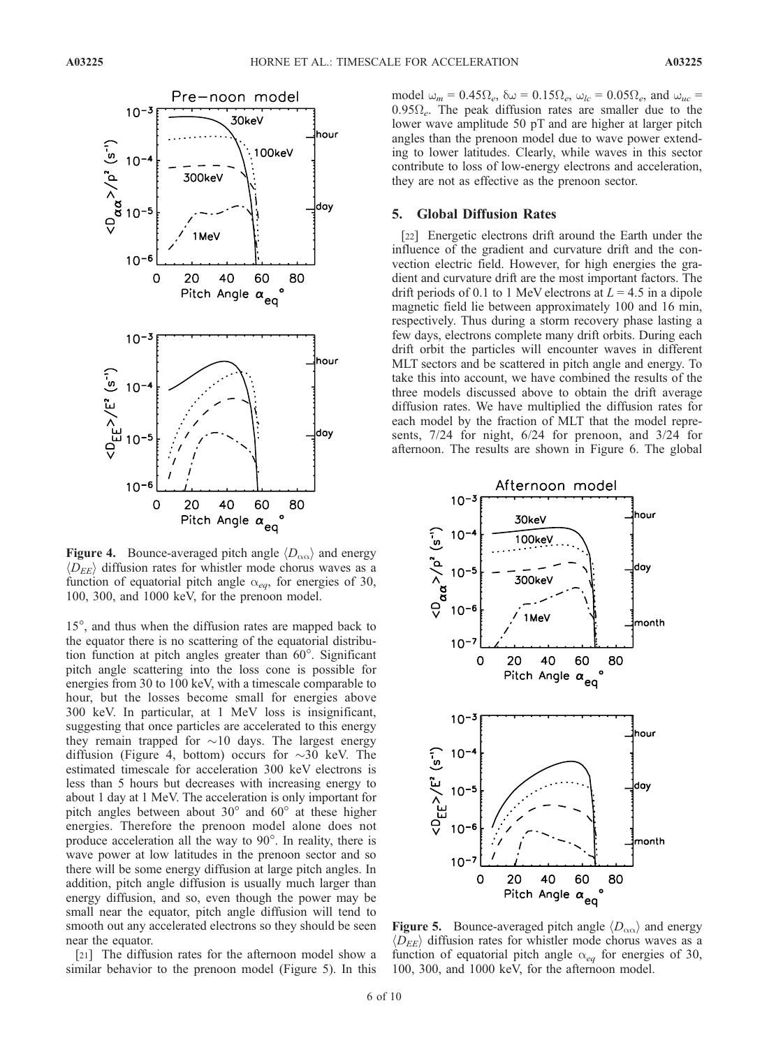**Figure 4.** Bounce-averaged pitch angle $\langle D_{\alpha\alpha} \rangle$ and energy $\langle D_{EE} \rangle$ diffusion rates for whistler mode chorus waves as a function of equatorial pitch angle $\alpha_{eq}$, for energies of 30, 100, 300, and 1000 keV, for the prenoon model.

15°, and thus when the diffusion rates are mapped back to the equator there is no scattering of the equatorial distribution function at pitch angles greater than 60°. Significant pitch angle scattering into the loss cone is possible for energies from 30 to 100 keV, with a timescale comparable to hour, but the losses become small for energies above 300 keV. In particular, at 1 MeV loss is insignificant, suggesting that once particles are accelerated to this energy they remain trapped for ~10 days. The largest energy diffusion (Figure 4, bottom) occurs for ~30 keV. The estimated timescale for acceleration 300 keV electrons is less than 5 hours but decreases with increasing energy to about 1 day at 1 MeV. The acceleration is only important for pitch angles between about 30° and 60° at these higher energies. Therefore the prenoon model alone does not produce acceleration all the way to 90°. In reality, there is wave power at low latitudes in the prenoon sector and so there will be some energy diffusion at large pitch angles. In addition, pitch angle diffusion is usually much larger than energy diffusion, and so, even though the power may be small near the equator, pitch angle diffusion will tend to smooth out any accelerated electrons so they should be seen near the equator.

[21] The diffusion rates for the afternoon model show a similar behavior to the prenoon model (Figure 5). In this model $\omega_m = 0.45\Omega_e$, $\delta\omega = 0.15\Omega_e$, $\omega_{lc} = 0.05\Omega_e$, and $\omega_{uc} = 0.95\Omega_e$. The peak diffusion rates are smaller due to the lower wave amplitude 50 pT and are higher at larger pitch angles than the prenoon model due to wave power extending to lower latitudes. Clearly, while waves in this sector contribute to loss of low-energy electrons and acceleration, they are not as effective as the prenoon sector.

## 5. Global Diffusion Rates

[22] Energetic electrons drift around the Earth under the influence of the gradient and curvature drift and the convection electric field. However, for high energies the gradient and curvature drift are the most important factors. The drift periods of 0.1 to 1 MeV electrons at $L = 4.5$ in a dipole magnetic field lie between approximately 100 and 16 min, respectively. Thus during a storm recovery phase lasting a few days, electrons complete many drift orbits. During each drift orbit the particles will encounter waves in different MLT sectors and be scattered in pitch angle and energy. To take this into account, we have combined the results of the three models discussed above to obtain the drift average diffusion rates. We have multiplied the diffusion rates for each model by the fraction of MLT that the model represents, 7/24 for night, 6/24 for prenoon, and 3/24 for afternoon. The results are shown in Figure 6. The global

**Figure 5.** Bounce-averaged pitch angle $\langle D_{\alpha\alpha} \rangle$ and energy $\langle D_{EE} \rangle$ diffusion rates for whistler mode chorus waves as a function of equatorial pitch angle $\alpha_{eq}$ for energies of 30, 100, 300, and 1000 keV, for the afternoon model.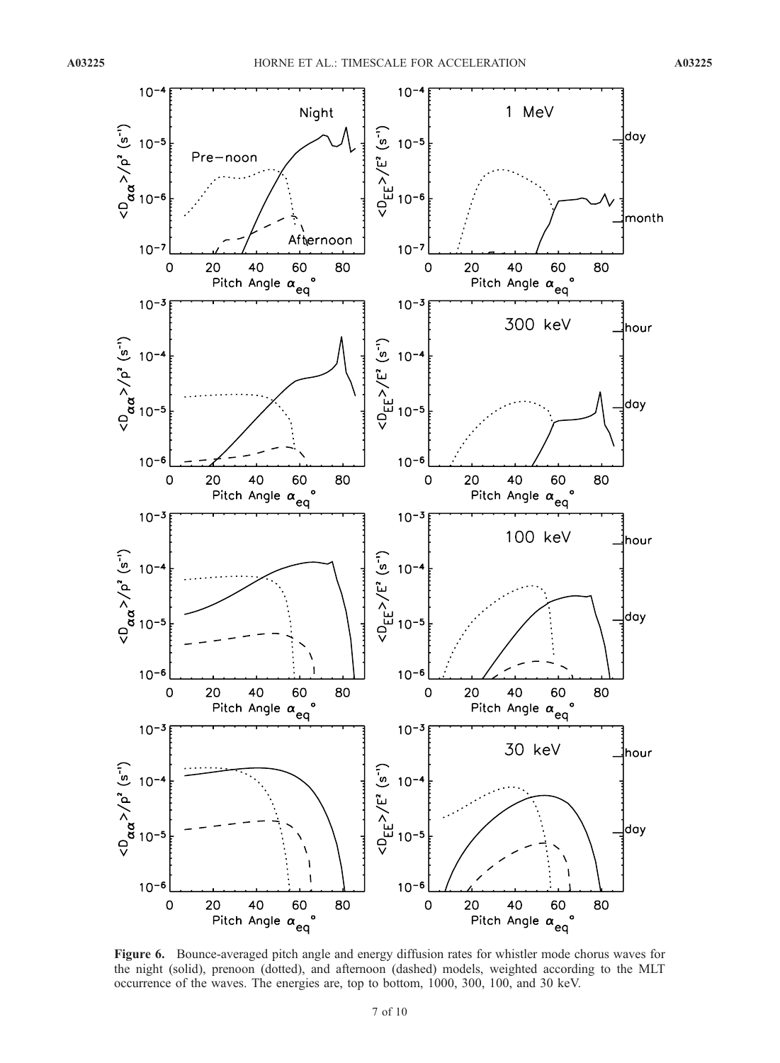**Figure 6.** Bounce-averaged pitch angle and energy diffusion rates for whistler mode chorus waves for the night (solid), prenoon (dotted), and afternoon (dashed) models, weighted according to the MLT occurrence of the waves. The energies are, top to bottom, 1000, 300, 100, and 30 keV.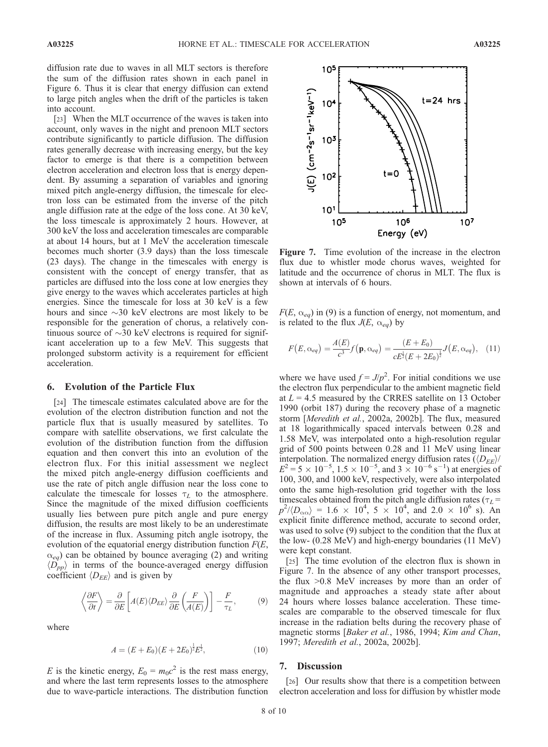diffusion rate due to waves in all MLT sectors is therefore the sum of the diffusion rates shown in each panel in Figure 6. Thus it is clear that energy diffusion can extend to large pitch angles when the drift of the particles is taken into account.

[23] When the MLT occurrence of the waves is taken into account, only waves in the night and prenoon MLT sectors contribute significantly to particle diffusion. The diffusion rates generally decrease with increasing energy, but the key factor to emerge is that there is a competition between electron acceleration and electron loss that is energy dependent. By assuming a separation of variables and ignoring mixed pitch angle-energy diffusion, the timescale for electron loss can be estimated from the inverse of the pitch angle diffusion rate at the edge of the loss cone. At 30 keV, the loss timescale is approximately 2 hours. However, at 300 keV the loss and acceleration timescales are comparable at about 14 hours, but at 1 MeV the acceleration timescale becomes much shorter (3.9 days) than the loss timescale (23 days). The change in the timescales with energy is consistent with the concept of energy transfer, that as particles are diffused into the loss cone at low energies they give energy to the waves which accelerates particles at high energies. Since the timescale for loss at 30 keV is a few hours and since ~30 keV electrons are most likely to be responsible for the generation of chorus, a relatively continuous source of ~30 keV electrons is required for significant acceleration up to a few MeV. This suggests that prolonged substorm activity is a requirement for efficient acceleration.

## 6. Evolution of the Particle Flux

[24] The timescale estimates calculated above are for the evolution of the electron distribution function and not the particle flux that is usually measured by satellites. To compare with satellite observations, we first calculate the evolution of the distribution function from the diffusion equation and then convert this into an evolution of the electron flux. For this initial assessment we neglect the mixed pitch angle-energy diffusion coefficients and use the rate of pitch angle diffusion near the loss cone to calculate the timescale for losses $\tau_L$ to the atmosphere. Since the magnitude of the mixed diffusion coefficients usually lies between pure pitch angle and pure energy diffusion, the results are most likely to be an underestimate of the increase in flux. Assuming pitch angle isotropy, the evolution of the equatorial energy distribution function $F(E, \alpha_{eq})$ can be obtained by bounce averaging (2) and writing $\langle D_{pp}\rangle$ in terms of the bounce-averaged energy diffusion coefficient $\langle D_{EE}\rangle$ and is given by

$$\left\langle \frac{\partial F}{\partial t} \right\rangle = \frac{\partial}{\partial E}\left[ A(E)\langle D_{EE}\rangle \frac{\partial}{\partial E}\left( \frac{F}{A(E)} \right) \right] - \frac{F}{\tau_L}, \qquad (9)$$

where

$$A = (E + E_0)(E + 2E_0)^{\frac{1}{2}} E^{\frac{1}{2}}, \qquad (10)$$

$E$ is the kinetic energy, $E_0 = m_0c^2$ is the rest mass energy, and where the last term represents losses to the atmosphere due to wave-particle interactions. The distribution function $F(E, \alpha_{eq})$ in (9) is a function of energy, not momentum, and is related to the flux $J(E, \alpha_{eq})$ by

$$F(E, \alpha_{eq}) = \frac{A(E)}{c^3} f(\mathbf{p}, \alpha_{eq}) = \frac{(E + E_0)}{cE^{\frac{1}{2}}(E + 2E_0)^{\frac{1}{2}}} J(E, \alpha_{eq}), \qquad (11)$$

where we have used $f = J/p^2$. For initial conditions we use the electron flux perpendicular to the ambient magnetic field at $L = 4.5$ measured by the CRRES satellite on 13 October 1990 (orbit 187) during the recovery phase of a magnetic storm [*Meredith et al.*, 2002a, 2002b]. The flux, measured at 18 logarithmically spaced intervals between 0.28 and 1.58 MeV, was interpolated onto a high-resolution regular grid of 500 points between 0.28 and 11 MeV using linear interpolation. The normalized energy diffusion rates ($\langle D_{EE}\rangle / E^2 = 5 \times 10^{-5}$, $1.5 \times 10^{-5}$, and $3 \times 10^{-6}$ s$^{-1}$) at energies of 100, 300, and 1000 keV, respectively, were also interpolated onto the same high-resolution grid together with the loss timescales obtained from the pitch angle diffusion rates ($\tau_L = p^2/\langle D_{\alpha\alpha}\rangle = 1.6 \times 10^4$, $5 \times 10^4$, and $2.0 \times 10^6$ s). An explicit finite difference method, accurate to second order, was used to solve (9) subject to the condition that the flux at the low- (0.28 MeV) and high-energy boundaries (11 MeV) were kept constant.

[25] The time evolution of the electron flux is shown in Figure 7. In the absence of any other transport processes, the flux >0.8 MeV increases by more than an order of magnitude and approaches a steady state after about 24 hours where losses balance acceleration. These timescales are comparable to the observed timescale for flux increase in the radiation belts during the recovery phase of magnetic storms [*Baker et al.*, 1986, 1994; *Kim and Chan*, 1997; *Meredith et al.*, 2002a, 2002b].

**Figure 7.** Time evolution of the increase in the electron flux due to whistler mode chorus waves, weighted for latitude and the occurrence of chorus in MLT. The flux is shown at intervals of 6 hours.

## 7. Discussion

[26] Our results show that there is a competition between electron acceleration and loss for diffusion by whistler mode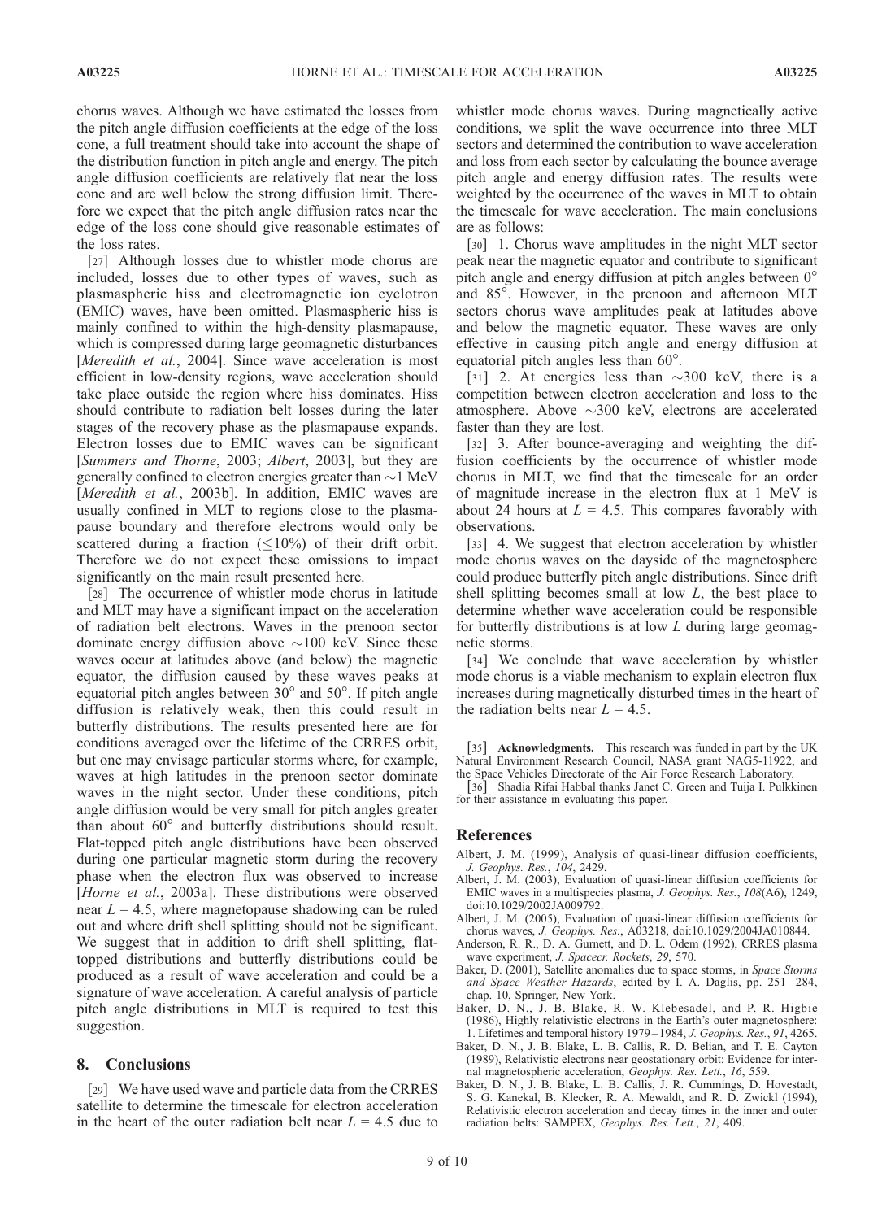chorus waves. Although we have estimated the losses from the pitch angle diffusion coefficients at the edge of the loss cone, a full treatment should take into account the shape of the distribution function in pitch angle and energy. The pitch angle diffusion coefficients are relatively flat near the loss cone and are well below the strong diffusion limit. Therefore we expect that the pitch angle diffusion rates near the edge of the loss cone should give reasonable estimates of the loss rates.

[27] Although losses due to whistler mode chorus are included, losses due to other types of waves, such as plasmaspheric hiss and electromagnetic ion cyclotron (EMIC) waves, have been omitted. Plasmaspheric hiss is mainly confined to within the high-density plasmapause, which is compressed during large geomagnetic disturbances [*Meredith et al.*, 2004]. Since wave acceleration is most efficient in low-density regions, wave acceleration should take place outside the region where hiss dominates. Hiss should contribute to radiation belt losses during the later stages of the recovery phase as the plasmapause expands. Electron losses due to EMIC waves can be significant [*Summers and Thorne*, 2003; *Albert*, 2003], but they are generally confined to electron energies greater than $\sim$1 MeV [*Meredith et al.*, 2003b]. In addition, EMIC waves are usually confined in MLT to regions close to the plasmapause boundary and therefore electrons would only be scattered during a fraction ($\leq$10%) of their drift orbit. Therefore we do not expect these omissions to impact significantly on the main result presented here.

[28] The occurrence of whistler mode chorus in latitude and MLT may have a significant impact on the acceleration of radiation belt electrons. Waves in the prenoon sector dominate energy diffusion above $\sim$100 keV. Since these waves occur at latitudes above (and below) the magnetic equator, the diffusion caused by these waves peaks at equatorial pitch angles between 30° and 50°. If pitch angle diffusion is relatively weak, then this could result in butterfly distributions. The results presented here are for conditions averaged over the lifetime of the CRRES orbit, but one may envisage particular storms where, for example, waves at high latitudes in the prenoon sector dominate waves in the night sector. Under these conditions, pitch angle diffusion would be very small for pitch angles greater than about 60° and butterfly distributions should result. Flat-topped pitch angle distributions have been observed during one particular magnetic storm during the recovery phase when the electron flux was observed to increase [*Horne et al.*, 2003a]. These distributions were observed near $L$ = 4.5, where magnetopause shadowing can be ruled out and where drift shell splitting should not be significant. We suggest that in addition to drift shell splitting, flat-topped distributions and butterfly distributions could be produced as a result of wave acceleration and could be a signature of wave acceleration. A careful analysis of particle pitch angle distributions in MLT is required to test this suggestion.

## 8. Conclusions

[29] We have used wave and particle data from the CRRES satellite to determine the timescale for electron acceleration in the heart of the outer radiation belt near $L$ = 4.5 due to whistler mode chorus waves. During magnetically active conditions, we split the wave occurrence into three MLT sectors and determined the contribution to wave acceleration and loss from each sector by calculating the bounce average pitch angle and energy diffusion rates. The results were weighted by the occurrence of the waves in MLT to obtain the timescale for wave acceleration. The main conclusions are as follows:

[30] 1. Chorus wave amplitudes in the night MLT sector peak near the magnetic equator and contribute to significant pitch angle and energy diffusion at pitch angles between 0° and 85°. However, in the prenoon and afternoon MLT sectors chorus wave amplitudes peak at latitudes above and below the magnetic equator. These waves are only effective in causing pitch angle and energy diffusion at equatorial pitch angles less than 60°.

[31] 2. At energies less than $\sim$300 keV, there is a competition between electron acceleration and loss to the atmosphere. Above $\sim$300 keV, electrons are accelerated faster than they are lost.

[32] 3. After bounce-averaging and weighting the diffusion coefficients by the occurrence of whistler mode chorus in MLT, we find that the timescale for an order of magnitude increase in the electron flux at 1 MeV is about 24 hours at $L$ = 4.5. This compares favorably with observations.

[33] 4. We suggest that electron acceleration by whistler mode chorus waves on the dayside of the magnetosphere could produce butterfly pitch angle distributions. Since drift shell splitting becomes small at low $L$, the best place to determine whether wave acceleration could be responsible for butterfly distributions is at low $L$ during large geomagnetic storms.

[34] We conclude that wave acceleration by whistler mode chorus is a viable mechanism to explain electron flux increases during magnetically disturbed times in the heart of the radiation belts near $L$ = 4.5.

[35] **Acknowledgments.** This research was funded in part by the UK Natural Environment Research Council, NASA grant NAG5-11922, and the Space Vehicles Directorate of the Air Force Research Laboratory.

[36] Shadia Rifai Habbal thanks Janet C. Green and Tuija I. Pulkkinen for their assistance in evaluating this paper.

## References

Albert, J. M. (1999), Analysis of quasi-linear diffusion coefficients, *J. Geophys. Res.*, *104*, 2429.

Albert, J. M. (2003), Evaluation of quasi-linear diffusion coefficients for EMIC waves in a multispecies plasma, *J. Geophys. Res.*, *108*(A6), 1249, doi:10.1029/2002JA009792.

Albert, J. M. (2005), Evaluation of quasi-linear diffusion coefficients for chorus waves, *J. Geophys. Res.*, A03218, doi:10.1029/2004JA010844.

Anderson, R. R., D. A. Gurnett, and D. L. Odem (1992), CRRES plasma wave experiment, *J. Spacecr. Rockets*, *29*, 570.

Baker, D. (2001), Satellite anomalies due to space storms, in *Space Storms and Space Weather Hazards*, edited by I. A. Daglis, pp. 251–284, chap. 10, Springer, New York.

Baker, D. N., J. B. Blake, R. W. Klebesadel, and P. R. Higbie (1986), Highly relativistic electrons in the Earth's outer magnetosphere: 1. Lifetimes and temporal history 1979–1984, *J. Geophys. Res.*, *91*, 4265.

Baker, D. N., J. B. Blake, L. B. Callis, R. D. Belian, and T. E. Cayton (1989), Relativistic electrons near geostationary orbit: Evidence for internal magnetospheric acceleration, *Geophys. Res. Lett.*, *16*, 559.

Baker, D. N., J. B. Blake, L. B. Callis, J. R. Cummings, D. Hovestadt, S. G. Kanekal, B. Klecker, R. A. Mewaldt, and R. D. Zwickl (1994), Relativistic electron acceleration and decay times in the inner and outer radiation belts: SAMPEX, *Geophys. Res. Lett.*, *21*, 409.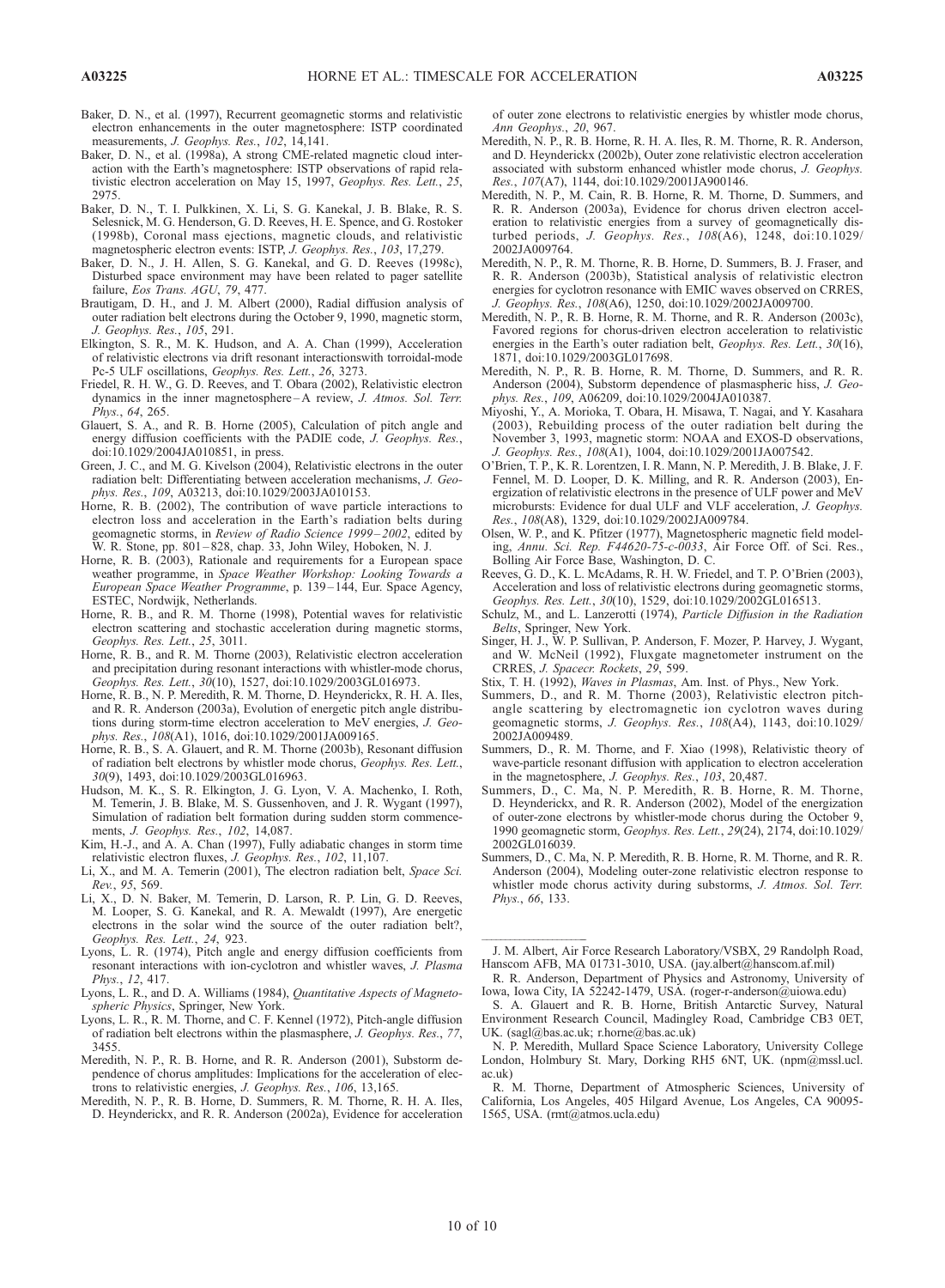Baker, D. N., et al. (1997), Recurrent geomagnetic storms and relativistic electron enhancements in the outer magnetosphere: ISTP coordinated measurements, *J. Geophys. Res.*, *102*, 14,141.

Baker, D. N., et al. (1998a), A strong CME-related magnetic cloud interaction with the Earth's magnetosphere: ISTP observations of rapid relativistic electron acceleration on May 15, 1997, *Geophys. Res. Lett.*, *25*, 2975.

Baker, D. N., T. I. Pulkkinen, X. Li, S. G. Kanekal, J. B. Blake, R. S. Selesnick, M. G. Henderson, G. D. Reeves, H. E. Spence, and G. Rostoker (1998b), Coronal mass ejections, magnetic clouds, and relativistic magnetospheric electron events: ISTP, *J. Geophys. Res.*, *103*, 17,279.

Baker, D. N., J. H. Allen, S. G. Kanekal, and G. D. Reeves (1998c), Disturbed space environment may have been related to pager satellite failure, *Eos Trans. AGU*, *79*, 477.

Brautigam, D. H., and J. M. Albert (2000), Radial diffusion analysis of outer radiation belt electrons during the October 9, 1990, magnetic storm, *J. Geophys. Res.*, *105*, 291.

Elkington, S. R., M. K. Hudson, and A. A. Chan (1999), Acceleration of relativistic electrons via drift resonant interactionswith torroidal-mode Pc-5 ULF oscillations, *Geophys. Res. Lett.*, *26*, 3273.

Friedel, R. H. W., G. D. Reeves, and T. Obara (2002), Relativistic electron dynamics in the inner magnetosphere–A review, *J. Atmos. Sol. Terr. Phys.*, *64*, 265.

Glauert, S. A., and R. B. Horne (2005), Calculation of pitch angle and energy diffusion coefficients with the PADIE code, *J. Geophys. Res.*, doi:10.1029/2004JA010851, in press.

Green, J. C., and M. G. Kivelson (2004), Relativistic electrons in the outer radiation belt: Differentiating between acceleration mechanisms, *J. Geophys. Res.*, *109*, A03213, doi:10.1029/2003JA010153.

Horne, R. B. (2002), The contribution of wave particle interactions to electron loss and acceleration in the Earth's radiation belts during geomagnetic storms, in *Review of Radio Science 1999–2002*, edited by W. R. Stone, pp. 801–828, chap. 33, John Wiley, Hoboken, N. J.

Horne, R. B. (2003), Rationale and requirements for a European space weather programme, in *Space Weather Workshop: Looking Towards a European Space Weather Programme*, p. 139–144, Eur. Space Agency, ESTEC, Nordwijk, Netherlands.

Horne, R. B., and R. M. Thorne (1998), Potential waves for relativistic electron scattering and stochastic acceleration during magnetic storms, *Geophys. Res. Lett.*, *25*, 3011.

Horne, R. B., and R. M. Thorne (2003), Relativistic electron acceleration and precipitation during resonant interactions with whistler-mode chorus, *Geophys. Res. Lett.*, *30*(10), 1527, doi:10.1029/2003GL016973.

Horne, R. B., N. P. Meredith, R. M. Thorne, D. Heynderickx, R. H. A. Iles, and R. R. Anderson (2003a), Evolution of energetic pitch angle distributions during storm-time electron acceleration to MeV energies, *J. Geophys. Res.*, *108*(A1), 1016, doi:10.1029/2001JA009165.

Horne, R. B., S. A. Glauert, and R. M. Thorne (2003b), Resonant diffusion of radiation belt electrons by whistler mode chorus, *Geophys. Res. Lett.*, *30*(9), 1493, doi:10.1029/2003GL016963.

Hudson, M. K., S. R. Elkington, J. G. Lyon, V. A. Machenko, I. Roth, M. Temerin, J. B. Blake, M. S. Gussenhoven, and J. R. Wygant (1997), Simulation of radiation belt formation during sudden storm commencements, *J. Geophys. Res.*, *102*, 14,087.

Kim, H.-J., and A. A. Chan (1997), Fully adiabatic changes in storm time relativistic electron fluxes, *J. Geophys. Res.*, *102*, 11,107.

Li, X., and M. A. Temerin (2001), The electron radiation belt, *Space Sci. Rev.*, *95*, 569.

Li, X., D. N. Baker, M. Temerin, D. Larson, R. P. Lin, G. D. Reeves, M. Looper, S. G. Kanekal, and R. A. Mewaldt (1997), Are energetic electrons in the solar wind the source of the outer radiation belt?, *Geophys. Res. Lett.*, *24*, 923.

Lyons, L. R. (1974), Pitch angle and energy diffusion coefficients from resonant interactions with ion-cyclotron and whistler waves, *J. Plasma Phys.*, *12*, 417.

Lyons, L. R., and D. J. Williams (1984), *Quantitative Aspects of Magnetospheric Physics*, Springer, New York.

Lyons, L. R., R. M. Thorne, and C. F. Kennel (1972), Pitch-angle diffusion of radiation belt electrons within the plasmasphere, *J. Geophys. Res.*, *77*, 3455.

Meredith, N. P., R. B. Horne, and R. R. Anderson (2001), Substorm dependence of chorus amplitudes: Implications for the acceleration of electrons to relativistic energies, *J. Geophys. Res.*, *106*, 13,165.

Meredith, N. P., R. B. Horne, D. Summers, R. M. Thorne, R. H. A. Iles, D. Heynderickx, and R. R. Anderson (2002a), Evidence for acceleration of outer zone electrons to relativistic energies by whistler mode chorus, *Ann Geophys.*, *20*, 967.

Meredith, N. P., R. B. Horne, R. H. A. Iles, R. M. Thorne, R. R. Anderson, and D. Heynderickx (2002b), Outer zone relativistic electron acceleration associated with substorm enhanced whistler mode chorus, *J. Geophys. Res.*, *107*(A7), 1144, doi:10.1029/2001JA900146.

Meredith, N. P., M. Cain, R. B. Horne, R. M. Thorne, D. Summers, and R. R. Anderson (2003a), Evidence for chorus driven electron acceleration to relativistic energies from a survey of geomagnetically disturbed periods, *J. Geophys. Res.*, *108*(A6), 1248, doi:10.1029/2002JA009764.

Meredith, N. P., R. M. Thorne, R. B. Horne, D. Summers, B. J. Fraser, and R. R. Anderson (2003b), Statistical analysis of relativistic electron energies for cyclotron resonance with EMIC waves observed on CRRES, *J. Geophys. Res.*, *108*(A6), 1250, doi:10.1029/2002JA009700.

Meredith, N. P., R. B. Horne, R. M. Thorne, and R. R. Anderson (2003c), Favored regions for chorus-driven electron acceleration to relativistic energies in the Earth's outer radiation belt, *Geophys. Res. Lett.*, *30*(16), 1871, doi:10.1029/2003GL017698.

Meredith, N. P., R. B. Horne, R. M. Thorne, D. Summers, and R. R. Anderson (2004), Substorm dependence of plasmaspheric hiss, *J. Geophys. Res.*, *109*, A06209, doi:10.1029/2004JA010387.

Miyoshi, Y., A. Morioka, T. Obara, H. Misawa, T. Nagai, and Y. Kasahara (2003), Rebuilding process of the outer radiation belt during the November 3, 1993, magnetic storm: NOAA and EXOS-D observations, *J. Geophys. Res.*, *108*(A1), 1004, doi:10.1029/2001JA007542.

O'Brien, T. P., K. R. Lorentzen, I. R. Mann, N. P. Meredith, J. B. Blake, J. F. Fennel, M. D. Looper, D. K. Milling, and R. R. Anderson (2003), Energization of relativistic electrons in the presence of ULF power and MeV microbursts: Evidence for dual ULF and VLF acceleration, *J. Geophys. Res.*, *108*(A8), 1329, doi:10.1029/2002JA009784.

Olsen, W. P., and K. Pfitzer (1977), Magnetospheric magnetic field modeling, *Annu. Sci. Rep. F44620-75-c-0033*, Air Force Off. of Sci. Res., Bolling Air Force Base, Washington, D. C.

Reeves, G. D., K. L. McAdams, R. H. W. Friedel, and T. P. O'Brien (2003), Acceleration and loss of relativistic electrons during geomagnetic storms, *Geophys. Res. Lett.*, *30*(10), 1529, doi:10.1029/2002GL016513.

Schulz, M., and L. Lanzerotti (1974), *Particle Diffusion in the Radiation Belts*, Springer, New York.

Singer, H. J., W. P. Sullivan, P. Anderson, F. Mozer, P. Harvey, J. Wygant, and W. McNeil (1992), Fluxgate magnetometer instrument on the CRRES, *J. Spacecr. Rockets*, *29*, 599.

Stix, T. H. (1992), *Waves in Plasmas*, Am. Inst. of Phys., New York.

Summers, D., and R. M. Thorne (2003), Relativistic electron pitch-angle scattering by electromagnetic ion cyclotron waves during geomagnetic storms, *J. Geophys. Res.*, *108*(A4), 1143, doi:10.1029/2002JA009489.

Summers, D., R. M. Thorne, and F. Xiao (1998), Relativistic theory of wave-particle resonant diffusion with application to electron acceleration in the magnetosphere, *J. Geophys. Res.*, *103*, 20,487.

Summers, D., C. Ma, N. P. Meredith, R. B. Horne, R. M. Thorne, D. Heynderickx, and R. R. Anderson (2002), Model of the energization of outer-zone electrons by whistler-mode chorus during the October 9, 1990 geomagnetic storm, *Geophys. Res. Lett.*, *29*(24), 2174, doi:10.1029/2002GL016039.

Summers, D., C. Ma, N. P. Meredith, R. B. Horne, R. M. Thorne, and R. R. Anderson (2004), Modeling outer-zone relativistic electron response to whistler mode chorus activity during substorms, *J. Atmos. Sol. Terr. Phys.*, *66*, 133.

---

J. M. Albert, Air Force Research Laboratory/VSBX, 29 Randolph Road, Hanscom AFB, MA 01731-3010, USA. (jay.albert@hanscom.af.mil)

R. R. Anderson, Department of Physics and Astronomy, University of Iowa, Iowa City, IA 52242-1479, USA. (roger-r-anderson@uiowa.edu)

S. A. Glauert and R. B. Horne, British Antarctic Survey, Natural Environment Research Council, Madingley Road, Cambridge CB3 0ET, UK. (sagl@bas.ac.uk; r.horne@bas.ac.uk)

N. P. Meredith, Mullard Space Science Laboratory, University College London, Holmbury St. Mary, Dorking RH5 6NT, UK. (npm@mssl.ucl.ac.uk)

R. M. Thorne, Department of Atmospheric Sciences, University of California, Los Angeles, 405 Hilgard Avenue, Los Angeles, CA 90095-1565, USA. (rmt@atmos.ucla.edu)